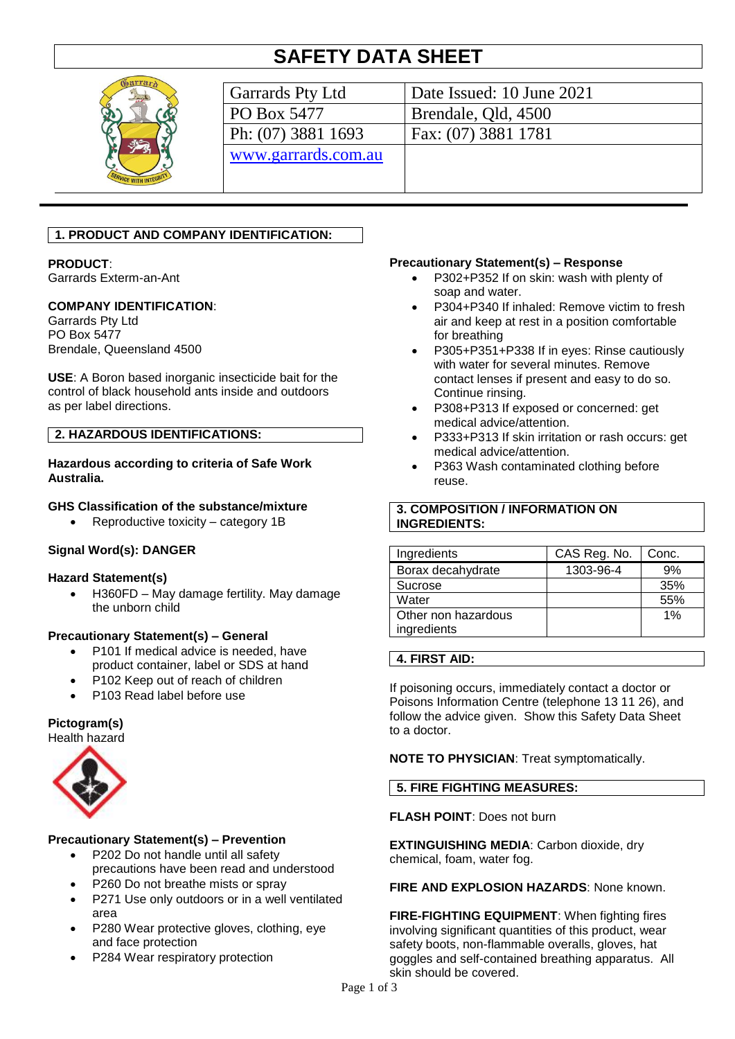# SAFETY DATA SHEET

| Garrards Pty Ltd | Date Issued: 10 June 2021 |
|---|---|
| PO Box 5477 | Brendale, Qld, 4500 |
| Ph: (07) 3881 1693 | Fax: (07) 3881 1781 |
| www.garrards.com.au | |

## 1. PRODUCT AND COMPANY IDENTIFICATION:

**PRODUCT**:
Garrards Exterm-an-Ant

**COMPANY IDENTIFICATION**:
Garrards Pty Ltd
PO Box 5477
Brendale, Queensland 4500

**USE**: A Boron based inorganic insecticide bait for the control of black household ants inside and outdoors as per label directions.

## 2. HAZARDOUS IDENTIFICATIONS:

**Hazardous according to criteria of Safe Work Australia.**

**GHS Classification of the substance/mixture**

- Reproductive toxicity – category 1B

**Signal Word(s): DANGER**

**Hazard Statement(s)**

- H360FD – May damage fertility. May damage the unborn child

**Precautionary Statement(s) – General**

- P101 If medical advice is needed, have product container, label or SDS at hand
- P102 Keep out of reach of children
- P103 Read label before use

**Pictogram(s)**
Health hazard

**Precautionary Statement(s) – Prevention**

- P202 Do not handle until all safety precautions have been read and understood
- P260 Do not breathe mists or spray
- P271 Use only outdoors or in a well ventilated area
- P280 Wear protective gloves, clothing, eye and face protection
- P284 Wear respiratory protection

**Precautionary Statement(s) – Response**

- P302+P352 If on skin: wash with plenty of soap and water.
- P304+P340 If inhaled: Remove victim to fresh air and keep at rest in a position comfortable for breathing
- P305+P351+P338 If in eyes: Rinse cautiously with water for several minutes. Remove contact lenses if present and easy to do so. Continue rinsing.
- P308+P313 If exposed or concerned: get medical advice/attention.
- P333+P313 If skin irritation or rash occurs: get medical advice/attention.
- P363 Wash contaminated clothing before reuse.

## 3. COMPOSITION / INFORMATION ON INGREDIENTS:

| Ingredients | CAS Reg. No. | Conc. |
|---|---|---|
| Borax decahydrate | 1303-96-4 | 9% |
| Sucrose | | 35% |
| Water | | 55% |
| Other non hazardous ingredients | | 1% |

## 4. FIRST AID:

If poisoning occurs, immediately contact a doctor or Poisons Information Centre (telephone 13 11 26), and follow the advice given. Show this Safety Data Sheet to a doctor.

**NOTE TO PHYSICIAN**: Treat symptomatically.

## 5. FIRE FIGHTING MEASURES:

**FLASH POINT**: Does not burn

**EXTINGUISHING MEDIA**: Carbon dioxide, dry chemical, foam, water fog.

**FIRE AND EXPLOSION HAZARDS**: None known.

**FIRE-FIGHTING EQUIPMENT**: When fighting fires involving significant quantities of this product, wear safety boots, non-flammable overalls, gloves, hat goggles and self-contained breathing apparatus. All skin should be covered.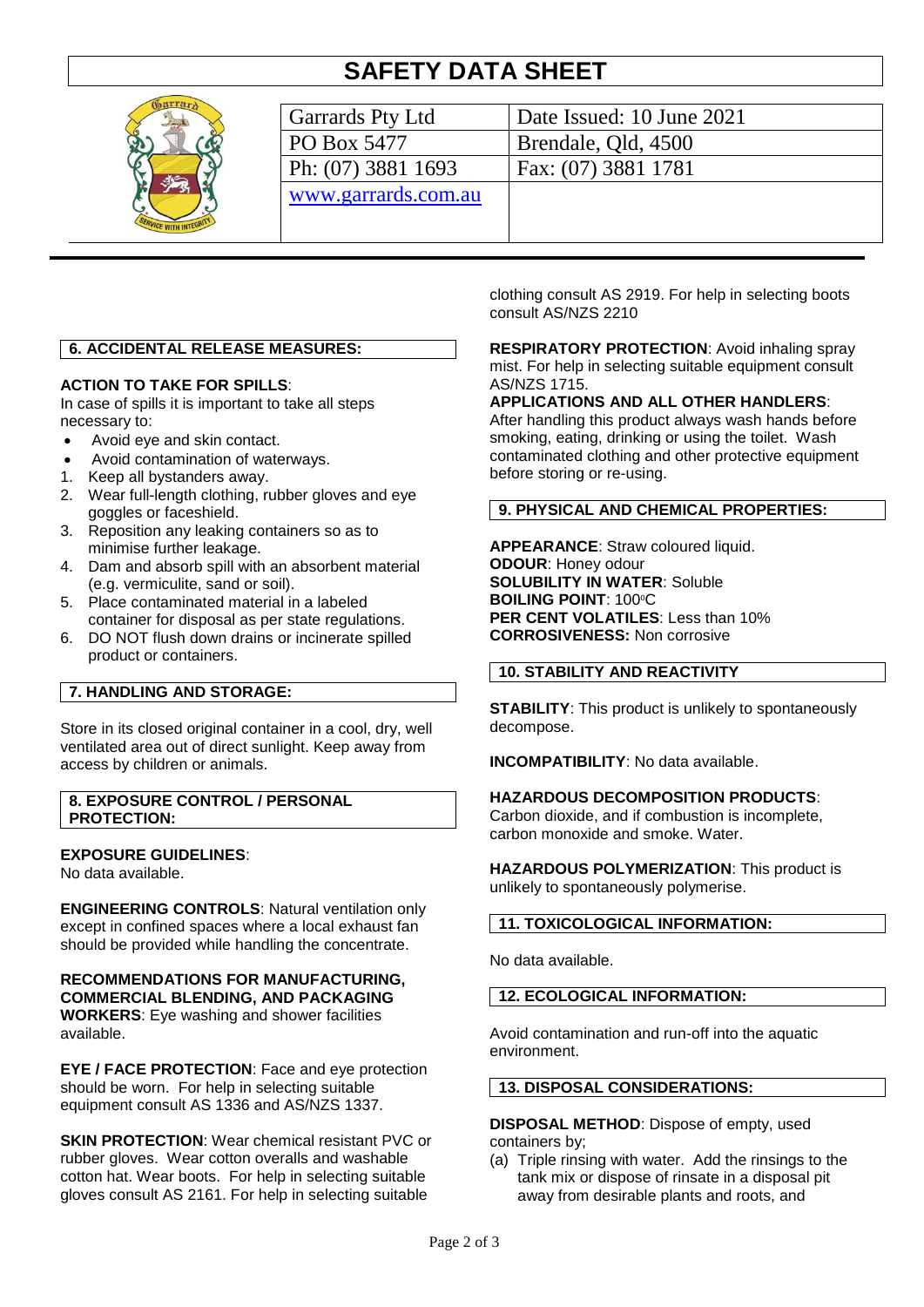# SAFETY DATA SHEET

| Garrards Pty Ltd | Date Issued: 10 June 2021 |
| --- | --- |
| PO Box 5477 | Brendale, Qld, 4500 |
| Ph: (07) 3881 1693 | Fax: (07) 3881 1781 |
| www.garrards.com.au | |

## 6. ACCIDENTAL RELEASE MEASURES:

**ACTION TO TAKE FOR SPILLS**:
In case of spills it is important to take all steps necessary to:

- Avoid eye and skin contact.
- Avoid contamination of waterways.

1. Keep all bystanders away.
2. Wear full-length clothing, rubber gloves and eye goggles or faceshield.
3. Reposition any leaking containers so as to minimise further leakage.
4. Dam and absorb spill with an absorbent material (e.g. vermiculite, sand or soil).
5. Place contaminated material in a labeled container for disposal as per state regulations.
6. DO NOT flush down drains or incinerate spilled product or containers.

## 7. HANDLING AND STORAGE:

Store in its closed original container in a cool, dry, well ventilated area out of direct sunlight. Keep away from access by children or animals.

## 8. EXPOSURE CONTROL / PERSONAL PROTECTION:

**EXPOSURE GUIDELINES**:
No data available.

**ENGINEERING CONTROLS**: Natural ventilation only except in confined spaces where a local exhaust fan should be provided while handling the concentrate.

**RECOMMENDATIONS FOR MANUFACTURING, COMMERCIAL BLENDING, AND PACKAGING WORKERS**: Eye washing and shower facilities available.

**EYE / FACE PROTECTION**: Face and eye protection should be worn. For help in selecting suitable equipment consult AS 1336 and AS/NZS 1337.

**SKIN PROTECTION**: Wear chemical resistant PVC or rubber gloves. Wear cotton overalls and washable cotton hat. Wear boots. For help in selecting suitable gloves consult AS 2161. For help in selecting suitable clothing consult AS 2919. For help in selecting boots consult AS/NZS 2210

**RESPIRATORY PROTECTION**: Avoid inhaling spray mist. For help in selecting suitable equipment consult AS/NZS 1715.
**APPLICATIONS AND ALL OTHER HANDLERS**: After handling this product always wash hands before smoking, eating, drinking or using the toilet. Wash contaminated clothing and other protective equipment before storing or re-using.

## 9. PHYSICAL AND CHEMICAL PROPERTIES:

**APPEARANCE**: Straw coloured liquid.
**ODOUR**: Honey odour
**SOLUBILITY IN WATER**: Soluble
**BOILING POINT**: 100°C
**PER CENT VOLATILES**: Less than 10%
**CORROSIVENESS:** Non corrosive

## 10. STABILITY AND REACTIVITY

**STABILITY**: This product is unlikely to spontaneously decompose.

**INCOMPATIBILITY**: No data available.

**HAZARDOUS DECOMPOSITION PRODUCTS**: Carbon dioxide, and if combustion is incomplete, carbon monoxide and smoke. Water.

**HAZARDOUS POLYMERIZATION**: This product is unlikely to spontaneously polymerise.

## 11. TOXICOLOGICAL INFORMATION:

No data available.

## 12. ECOLOGICAL INFORMATION:

Avoid contamination and run-off into the aquatic environment.

## 13. DISPOSAL CONSIDERATIONS:

**DISPOSAL METHOD**: Dispose of empty, used containers by;

(a) Triple rinsing with water. Add the rinsings to the tank mix or dispose of rinsate in a disposal pit away from desirable plants and roots, and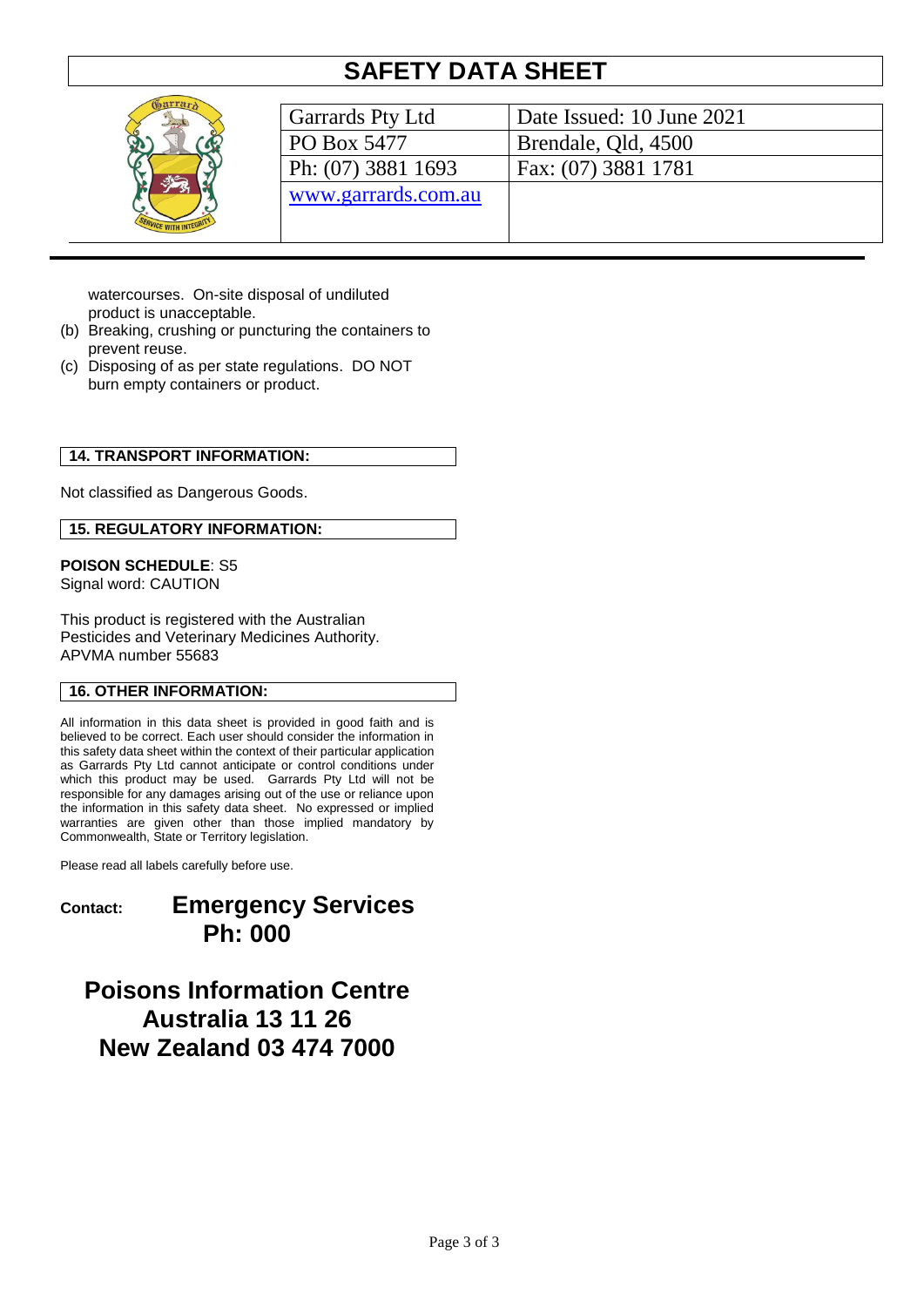watercourses. On-site disposal of undiluted product is unacceptable.

(b) Breaking, crushing or puncturing the containers to prevent reuse.
(c) Disposing of as per state regulations. DO NOT burn empty containers or product.

## 14. TRANSPORT INFORMATION:

Not classified as Dangerous Goods.

## 15. REGULATORY INFORMATION:

**POISON SCHEDULE**: S5
Signal word: CAUTION

This product is registered with the Australian Pesticides and Veterinary Medicines Authority.
APVMA number 55683

## 16. OTHER INFORMATION:

All information in this data sheet is provided in good faith and is believed to be correct. Each user should consider the information in this safety data sheet within the context of their particular application as Garrards Pty Ltd cannot anticipate or control conditions under which this product may be used. Garrards Pty Ltd will not be responsible for any damages arising out of the use or reliance upon the information in this safety data sheet. No expressed or implied warranties are given other than those implied mandatory by Commonwealth, State or Territory legislation.

Please read all labels carefully before use.

**Contact:** **Emergency Services**
**Ph: 000**

**Poisons Information Centre**
**Australia 13 11 26**
**New Zealand 03 474 7000**